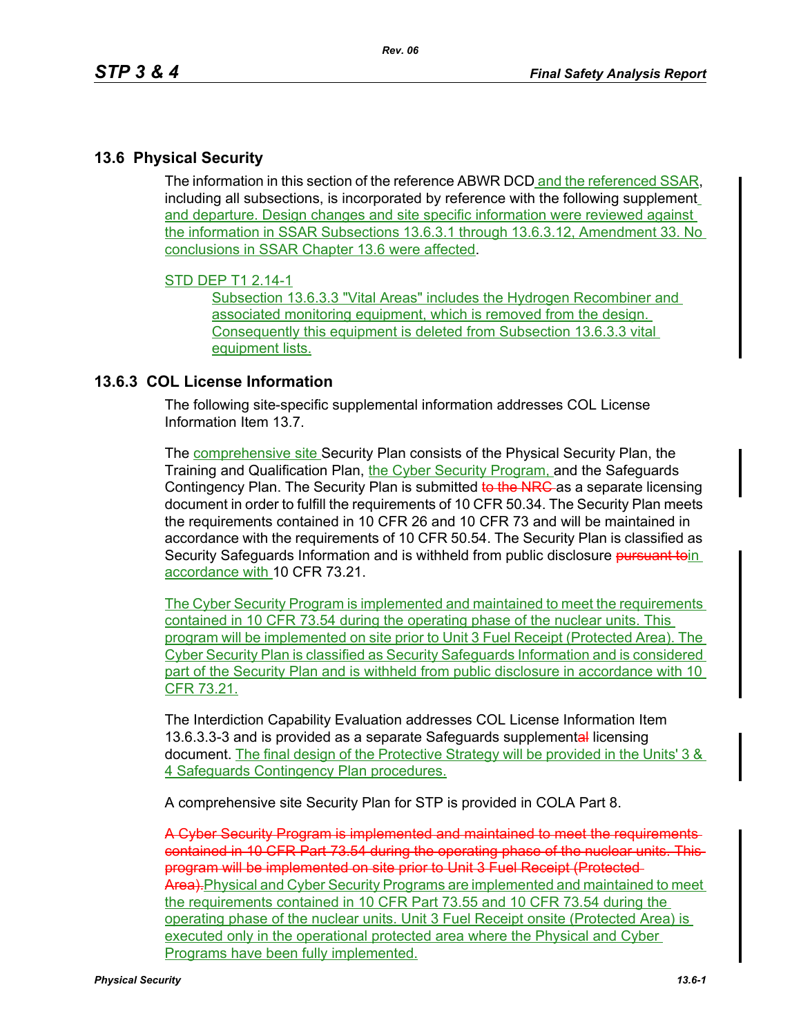## 13.6 Physical Security

The information in this section of the reference ABWR DCD and the referenced SSAR, including all subsections, is incorporated by reference with the following supplement and departure. Design changes and site specific information were reviewed against the information in SSAR Subsections 13.6.3.1 through 13.6.3.12, Amendment 33. No conclusions in SSAR Chapter 13.6 were affected.

STD DEP T1 2.14-1

> Subsection 13.6.3.3 "Vital Areas" includes the Hydrogen Recombiner and associated monitoring equipment, which is removed from the design. Consequently this equipment is deleted from Subsection 13.6.3.3 vital equipment lists.

## 13.6.3 COL License Information

The following site-specific supplemental information addresses COL License Information Item 13.7.

The comprehensive site Security Plan consists of the Physical Security Plan, the Training and Qualification Plan, the Cyber Security Program, and the Safeguards Contingency Plan. The Security Plan is submitted ~~to the NRC~~ as a separate licensing document in order to fulfill the requirements of 10 CFR 50.34. The Security Plan meets the requirements contained in 10 CFR 26 and 10 CFR 73 and will be maintained in accordance with the requirements of 10 CFR 50.54. The Security Plan is classified as Security Safeguards Information and is withheld from public disclosure ~~pursuant to~~in accordance with 10 CFR 73.21.

The Cyber Security Program is implemented and maintained to meet the requirements contained in 10 CFR 73.54 during the operating phase of the nuclear units. This program will be implemented on site prior to Unit 3 Fuel Receipt (Protected Area). The Cyber Security Plan is classified as Security Safeguards Information and is considered part of the Security Plan and is withheld from public disclosure in accordance with 10 CFR 73.21.

The Interdiction Capability Evaluation addresses COL License Information Item 13.6.3.3-3 and is provided as a separate Safeguards supplement~~al~~ licensing document. The final design of the Protective Strategy will be provided in the Units' 3 & 4 Safeguards Contingency Plan procedures.

A comprehensive site Security Plan for STP is provided in COLA Part 8.

~~A Cyber Security Program is implemented and maintained to meet the requirements contained in 10 CFR Part 73.54 during the operating phase of the nuclear units. This program will be implemented on site prior to Unit 3 Fuel Receipt (Protected Area).~~Physical and Cyber Security Programs are implemented and maintained to meet the requirements contained in 10 CFR Part 73.55 and 10 CFR 73.54 during the operating phase of the nuclear units. Unit 3 Fuel Receipt onsite (Protected Area) is executed only in the operational protected area where the Physical and Cyber Programs have been fully implemented.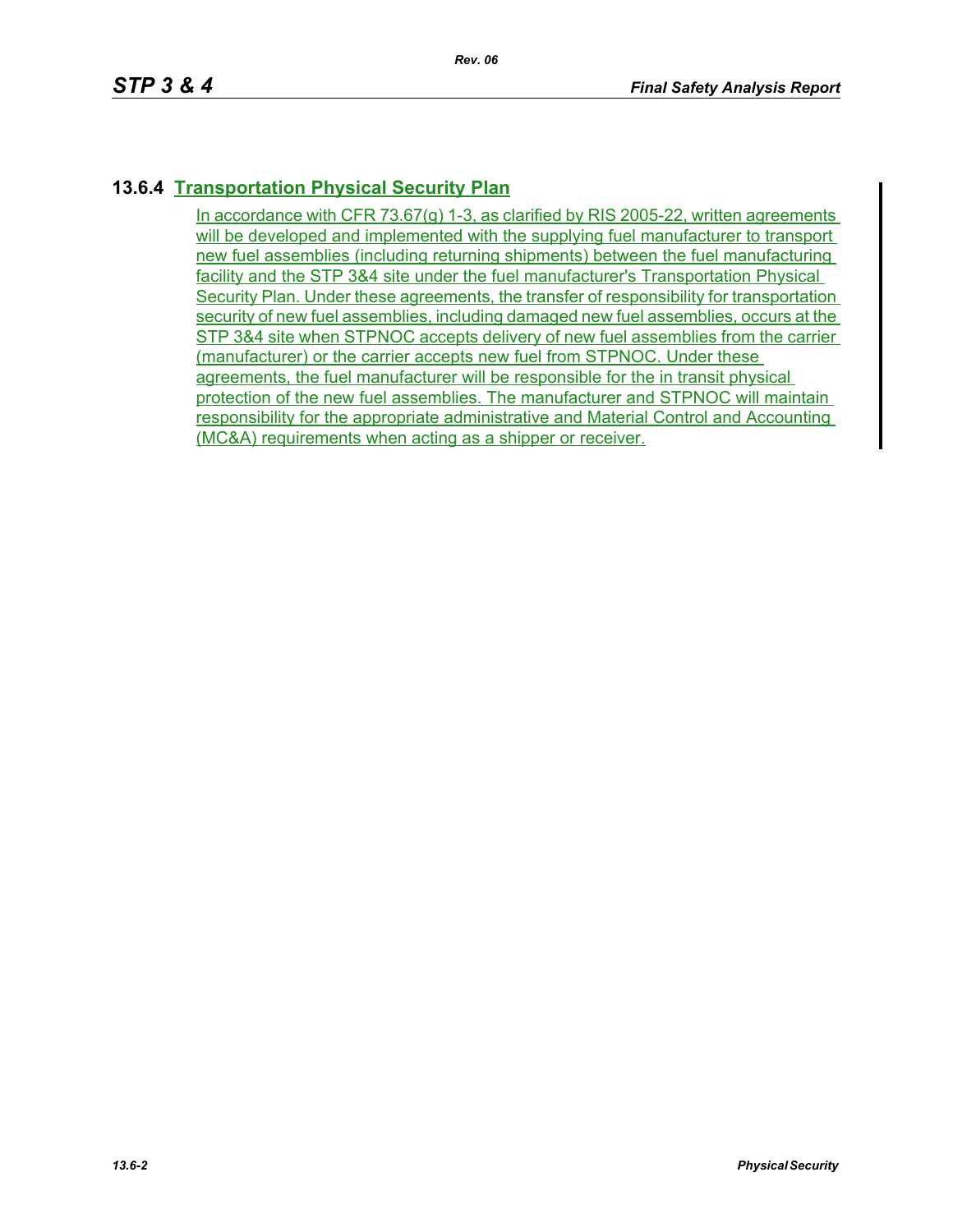### 13.6.4 Transportation Physical Security Plan

In accordance with CFR 73.67(g) 1-3, as clarified by RIS 2005-22, written agreements will be developed and implemented with the supplying fuel manufacturer to transport new fuel assemblies (including returning shipments) between the fuel manufacturing facility and the STP 3&4 site under the fuel manufacturer's Transportation Physical Security Plan. Under these agreements, the transfer of responsibility for transportation security of new fuel assemblies, including damaged new fuel assemblies, occurs at the STP 3&4 site when STPNOC accepts delivery of new fuel assemblies from the carrier (manufacturer) or the carrier accepts new fuel from STPNOC. Under these agreements, the fuel manufacturer will be responsible for the in transit physical protection of the new fuel assemblies. The manufacturer and STPNOC will maintain responsibility for the appropriate administrative and Material Control and Accounting (MC&A) requirements when acting as a shipper or receiver.